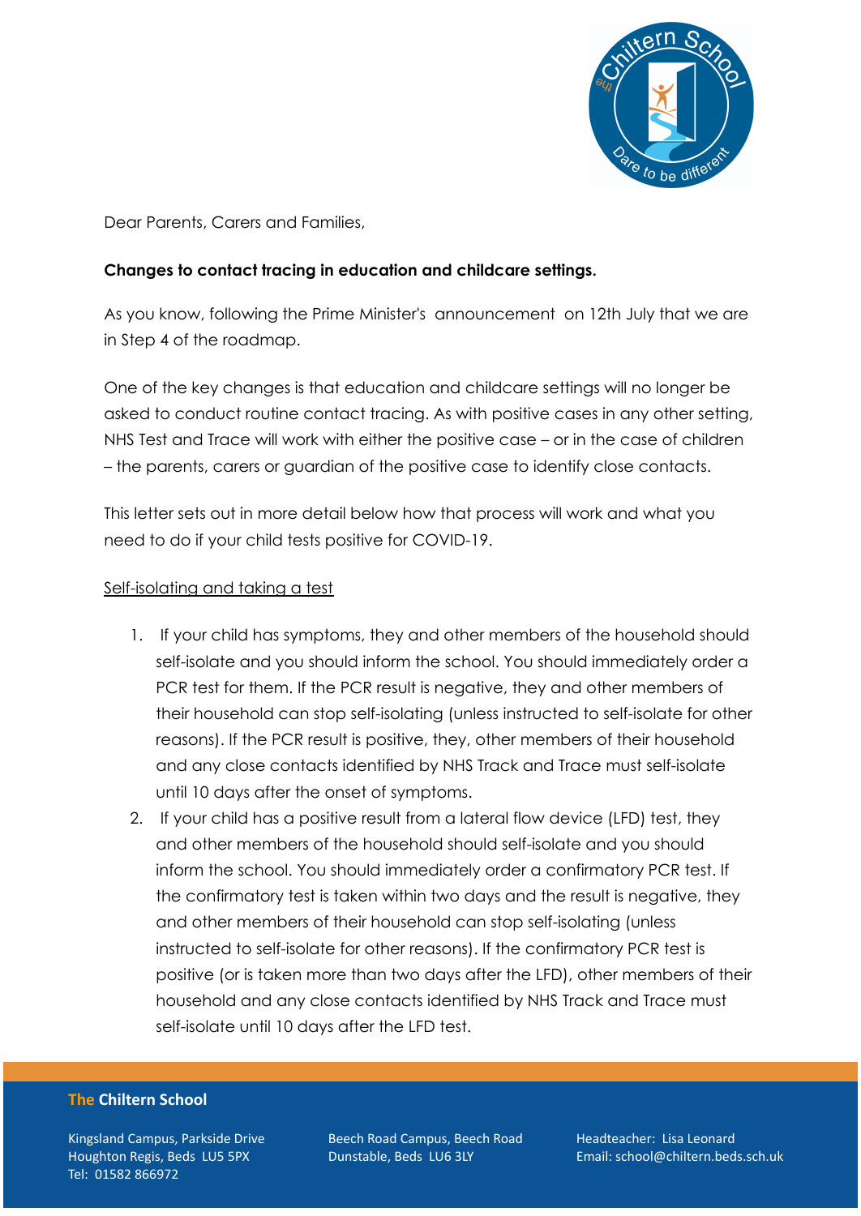Dear Parents, Carers and Families,

**Changes to contact tracing in education and childcare settings.**

As you know, following the Prime Minister's announcement on 12th July that we are in Step 4 of the roadmap.

One of the key changes is that education and childcare settings will no longer be asked to conduct routine contact tracing. As with positive cases in any other setting, NHS Test and Trace will work with either the positive case – or in the case of children – the parents, carers or guardian of the positive case to identify close contacts.

This letter sets out in more detail below how that process will work and what you need to do if your child tests positive for COVID-19.

<u>Self-isolating and taking a test</u>

1. If your child has symptoms, they and other members of the household should self-isolate and you should inform the school. You should immediately order a PCR test for them. If the PCR result is negative, they and other members of their household can stop self-isolating (unless instructed to self-isolate for other reasons). If the PCR result is positive, they, other members of their household and any close contacts identified by NHS Track and Trace must self-isolate until 10 days after the onset of symptoms.
2. If your child has a positive result from a lateral flow device (LFD) test, they and other members of the household should self-isolate and you should inform the school. You should immediately order a confirmatory PCR test. If the confirmatory test is taken within two days and the result is negative, they and other members of their household can stop self-isolating (unless instructed to self-isolate for other reasons). If the confirmatory PCR test is positive (or is taken more than two days after the LFD), other members of their household and any close contacts identified by NHS Track and Trace must self-isolate until 10 days after the LFD test.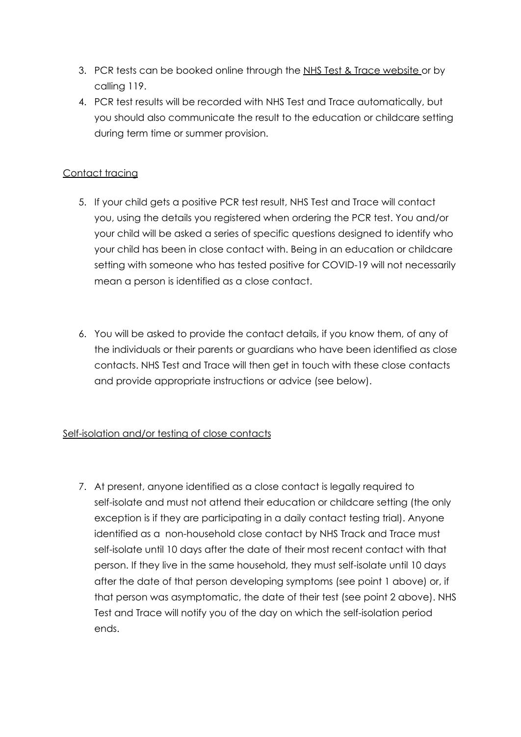3. PCR tests can be booked online through the NHS Test & Trace website or by calling 119.
4. PCR test results will be recorded with NHS Test and Trace automatically, but you should also communicate the result to the education or childcare setting during term time or summer provision.

Contact tracing

5. If your child gets a positive PCR test result, NHS Test and Trace will contact you, using the details you registered when ordering the PCR test. You and/or your child will be asked a series of specific questions designed to identify who your child has been in close contact with. Being in an education or childcare setting with someone who has tested positive for COVID-19 will not necessarily mean a person is identified as a close contact.

6. You will be asked to provide the contact details, if you know them, of any of the individuals or their parents or guardians who have been identified as close contacts. NHS Test and Trace will then get in touch with these close contacts and provide appropriate instructions or advice (see below).

Self-isolation and/or testing of close contacts

7. At present, anyone identified as a close contact is legally required to self-isolate and must not attend their education or childcare setting (the only exception is if they are participating in a daily contact testing trial). Anyone identified as a non-household close contact by NHS Track and Trace must self-isolate until 10 days after the date of their most recent contact with that person. If they live in the same household, they must self-isolate until 10 days after the date of that person developing symptoms (see point 1 above) or, if that person was asymptomatic, the date of their test (see point 2 above). NHS Test and Trace will notify you of the day on which the self-isolation period ends.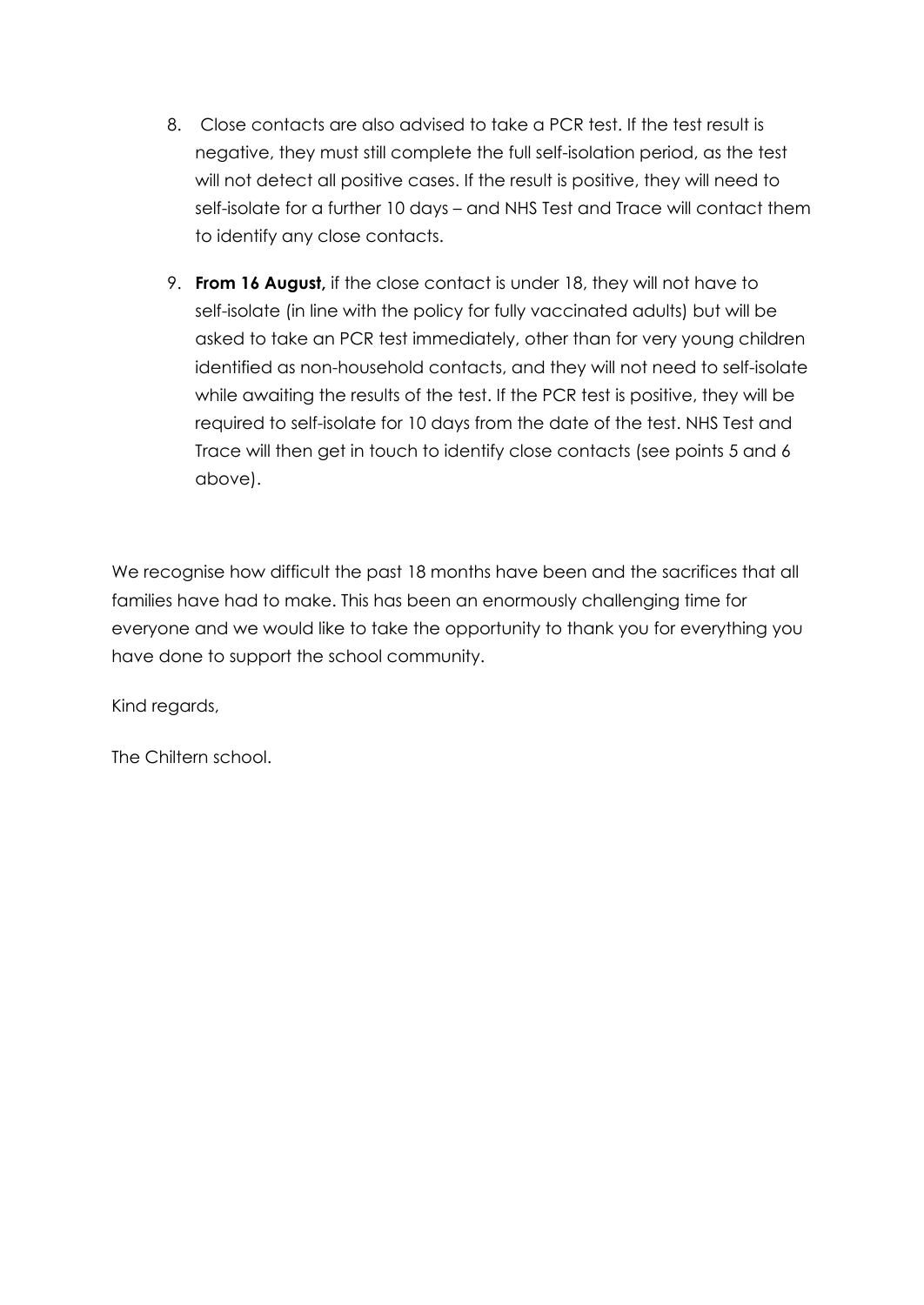8. Close contacts are also advised to take a PCR test. If the test result is negative, they must still complete the full self-isolation period, as the test will not detect all positive cases. If the result is positive, they will need to self-isolate for a further 10 days – and NHS Test and Trace will contact them to identify any close contacts.

9. **From 16 August,** if the close contact is under 18, they will not have to self-isolate (in line with the policy for fully vaccinated adults) but will be asked to take an PCR test immediately, other than for very young children identified as non-household contacts, and they will not need to self-isolate while awaiting the results of the test. If the PCR test is positive, they will be required to self-isolate for 10 days from the date of the test. NHS Test and Trace will then get in touch to identify close contacts (see points 5 and 6 above).

We recognise how difficult the past 18 months have been and the sacrifices that all families have had to make. This has been an enormously challenging time for everyone and we would like to take the opportunity to thank you for everything you have done to support the school community.

Kind regards,

The Chiltern school.